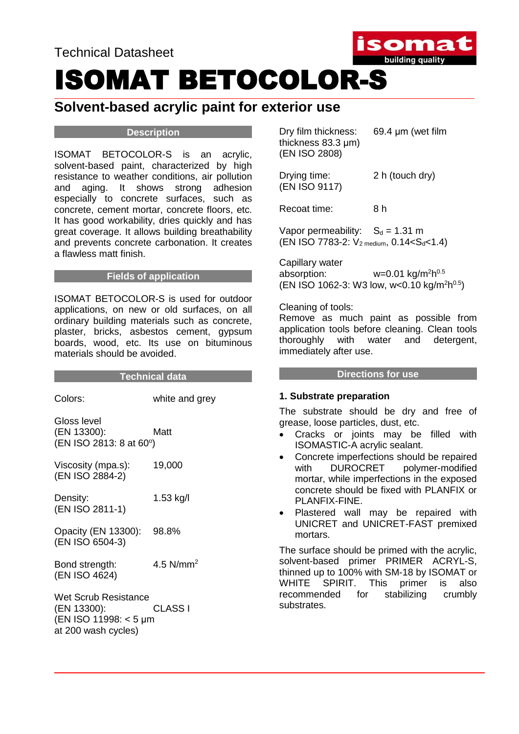Technical Datasheet

# ISOMAT BETOCOLOR-S

## Solvent-based acrylic paint for exterior use

### Description

ISOMAT BETOCOLOR-S is an acrylic, solvent-based paint, characterized by high resistance to weather conditions, air pollution and aging. It shows strong adhesion especially to concrete surfaces, such as concrete, cement mortar, concrete floors, etc. It has good workability, dries quickly and has great coverage. It allows building breathability and prevents concrete carbonation. It creates a flawless matt finish.

### Fields of application

ISOMAT BETOCOLOR-S is used for outdoor applications, on new or old surfaces, on all ordinary building materials such as concrete, plaster, bricks, asbestos cement, gypsum boards, wood, etc. Its use on bituminous materials should be avoided.

### Technical data

Colors: white and grey

Gloss level (EN 13300): Matt
(EN ISO 2813: 8 at 60°)

Viscosity (mpa.s): 19,000
(EN ISO 2884-2)

Density: 1.53 kg/l
(EN ISO 2811-1)

Opacity (EN 13300): 98.8%
(EN ISO 6504-3)

Bond strength: 4.5 N/mm$^2$
(EN ISO 4624)

Wet Scrub Resistance (EN 13300): CLASS I
(EN ISO 11998: < 5 μm at 200 wash cycles)

Dry film thickness: 69.4 μm (wet film thickness 83.3 μm)
(EN ISO 2808)

Drying time: 2 h (touch dry)
(EN ISO 9117)

Recoat time: 8 h

Vapor permeability: $S_d$ = 1.31 m
(EN ISO 7783-2: $V_{2\ medium}$, 0.14<$S_d$<1.4)

Capillary water absorption: w=0.01 kg/m$^2$h$^{0.5}$
(EN ISO 1062-3: W3 low, w<0.10 kg/m$^2$h$^{0.5}$)

Cleaning of tools:
Remove as much paint as possible from application tools before cleaning. Clean tools thoroughly with water and detergent, immediately after use.

### Directions for use

#### 1. Substrate preparation

The substrate should be dry and free of grease, loose particles, dust, etc.

- Cracks or joints may be filled with ISOMASTIC-A acrylic sealant.
- Concrete imperfections should be repaired with DUROCRET polymer-modified mortar, while imperfections in the exposed concrete should be fixed with PLANFIX or PLANFIX-FINE.
- Plastered wall may be repaired with UNICRET and UNICRET-FAST premixed mortars.

The surface should be primed with the acrylic, solvent-based primer PRIMER ACRYL-S, thinned up to 100% with SM-18 by ISOMAT or WHITE SPIRIT. This primer is also recommended for stabilizing crumbly substrates.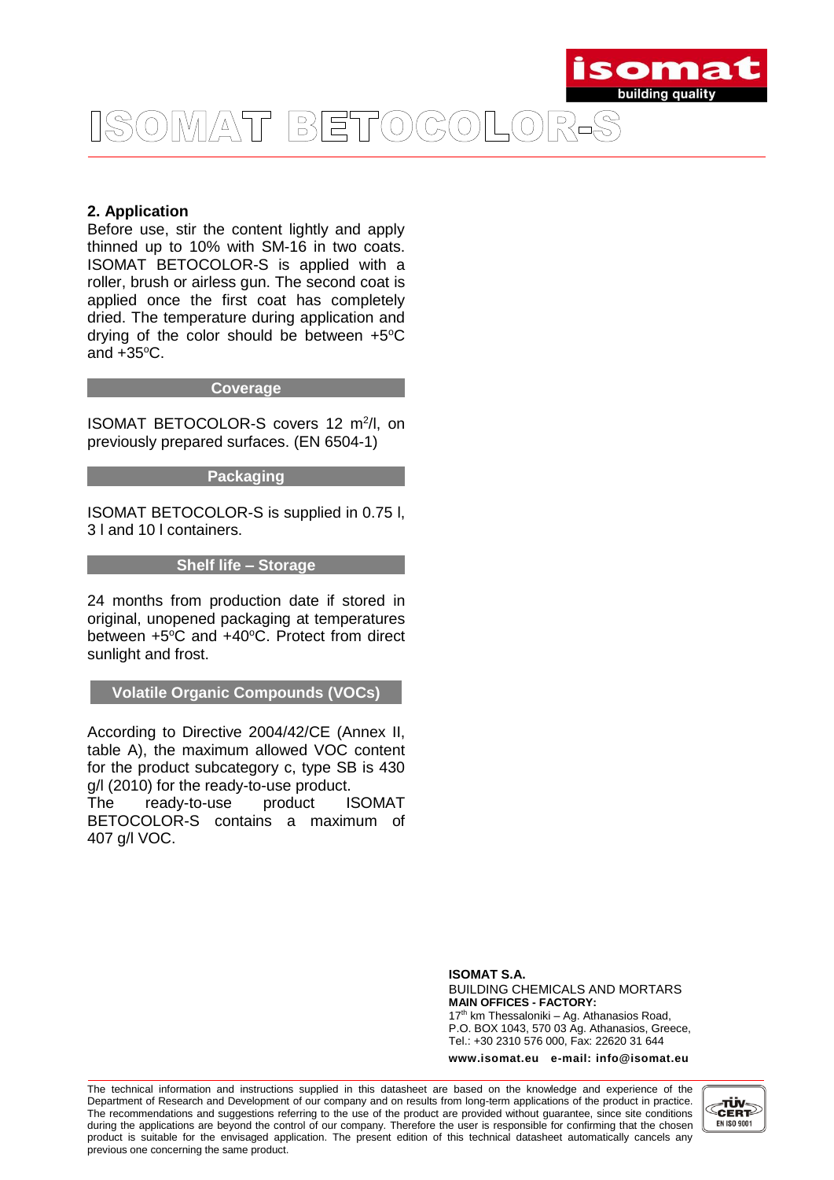# ISOMAT BETOCOLOR-S

## 2. Application

Before use, stir the content lightly and apply thinned up to 10% with SM-16 in two coats. ISOMAT BETOCOLOR-S is applied with a roller, brush or airless gun. The second coat is applied once the first coat has completely dried. The temperature during application and drying of the color should be between +5°C and +35°C.

### Coverage

ISOMAT BETOCOLOR-S covers 12 m²/l, on previously prepared surfaces. (EN 6504-1)

### Packaging

ISOMAT BETOCOLOR-S is supplied in 0.75 l, 3 l and 10 l containers.

### Shelf life – Storage

24 months from production date if stored in original, unopened packaging at temperatures between +5°C and +40°C. Protect from direct sunlight and frost.

### Volatile Organic Compounds (VOCs)

According to Directive 2004/42/CE (Annex II, table A), the maximum allowed VOC content for the product subcategory c, type SB is 430 g/l (2010) for the ready-to-use product.
The ready-to-use product ISOMAT BETOCOLOR-S contains a maximum of 407 g/l VOC.

**ISOMAT S.A.**
BUILDING CHEMICALS AND MORTARS
**MAIN OFFICES - FACTORY:**
17th km Thessaloniki – Ag. Athanasios Road,
P.O. BOX 1043, 570 03 Ag. Athanasios, Greece,
Tel.: +30 2310 576 000, Fax: 22620 31 644
**www.isomat.eu e-mail: info@isomat.eu**

The technical information and instructions supplied in this datasheet are based on the knowledge and experience of the Department of Research and Development of our company and on results from long-term applications of the product in practice. The recommendations and suggestions referring to the use of the product are provided without guarantee, since site conditions during the applications are beyond the control of our company. Therefore the user is responsible for confirming that the chosen product is suitable for the envisaged application. The present edition of this technical datasheet automatically cancels any previous one concerning the same product.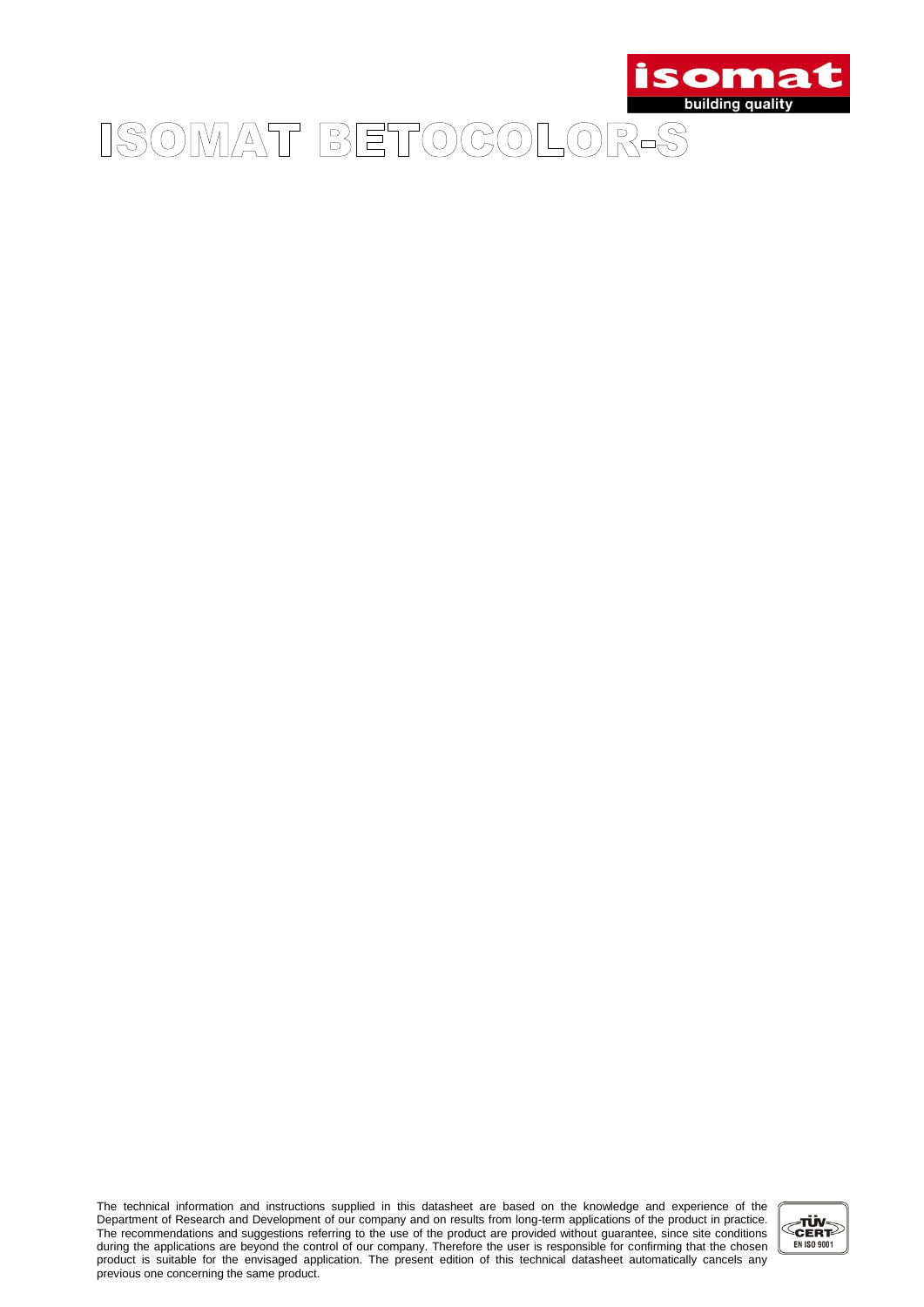The technical information and instructions supplied in this datasheet are based on the knowledge and experience of the Department of Research and Development of our company and on results from long-term applications of the product in practice. The recommendations and suggestions referring to the use of the product are provided without guarantee, since site conditions during the applications are beyond the control of our company. Therefore the user is responsible for confirming that the chosen product is suitable for the envisaged application. The present edition of this technical datasheet automatically cancels any previous one concerning the same product.